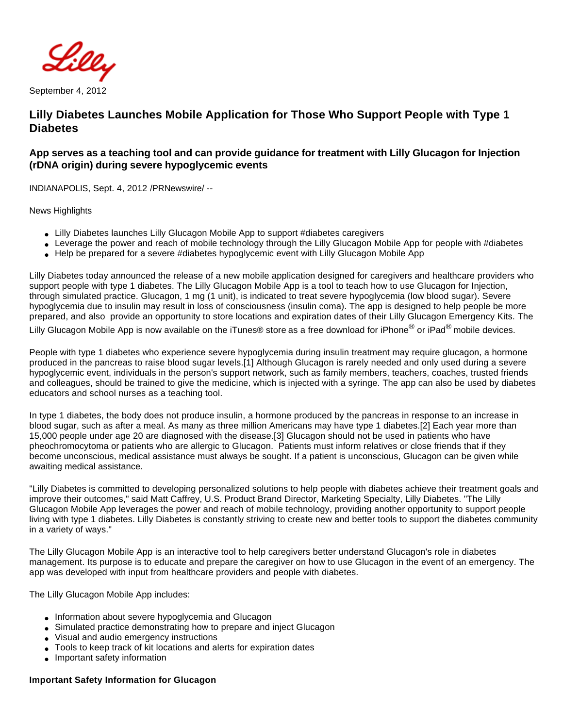September 4, 2012

# Lilly Diabetes Launches Mobile Application for Those Who Support People with Type 1 Diabetes

## App serves as a teaching tool and can provide guidance for treatment with Lilly Glucagon for Injection (rDNA origin) during severe hypoglycemic events

INDIANAPOLIS, Sept. 4, 2012 /PRNewswire/ --

News Highlights

- Lilly Diabetes launches Lilly Glucagon Mobile App to support #diabetes caregivers
- Leverage the power and reach of mobile technology through the Lilly Glucagon Mobile App for people with #diabetes
- Help be prepared for a severe #diabetes hypoglycemic event with Lilly Glucagon Mobile App

Lilly Diabetes today announced the release of a new mobile application designed for caregivers and healthcare providers who support people with type 1 diabetes. The Lilly Glucagon Mobile App is a tool to teach how to use Glucagon for Injection, through simulated practice. Glucagon, 1 mg (1 unit), is indicated to treat severe hypoglycemia (low blood sugar). Severe hypoglycemia due to insulin may result in loss of consciousness (insulin coma). The app is designed to help people be more prepared, and also provide an opportunity to store locations and expiration dates of their Lilly Glucagon Emergency Kits. The Lilly Glucagon Mobile App is now available on the iTunes® store as a free download for iPhone® or iPad® mobile devices.

People with type 1 diabetes who experience severe hypoglycemia during insulin treatment may require glucagon, a hormone produced in the pancreas to raise blood sugar levels.[1] Although Glucagon is rarely needed and only used during a severe hypoglycemic event, individuals in the person's support network, such as family members, teachers, coaches, trusted friends and colleagues, should be trained to give the medicine, which is injected with a syringe. The app can also be used by diabetes educators and school nurses as a teaching tool.

In type 1 diabetes, the body does not produce insulin, a hormone produced by the pancreas in response to an increase in blood sugar, such as after a meal. As many as three million Americans may have type 1 diabetes.[2] Each year more than 15,000 people under age 20 are diagnosed with the disease.[3] Glucagon should not be used in patients who have pheochromocytoma or patients who are allergic to Glucagon. Patients must inform relatives or close friends that if they become unconscious, medical assistance must always be sought. If a patient is unconscious, Glucagon can be given while awaiting medical assistance.

"Lilly Diabetes is committed to developing personalized solutions to help people with diabetes achieve their treatment goals and improve their outcomes," said Matt Caffrey, U.S. Product Brand Director, Marketing Specialty, Lilly Diabetes. "The Lilly Glucagon Mobile App leverages the power and reach of mobile technology, providing another opportunity to support people living with type 1 diabetes. Lilly Diabetes is constantly striving to create new and better tools to support the diabetes community in a variety of ways."

The Lilly Glucagon Mobile App is an interactive tool to help caregivers better understand Glucagon's role in diabetes management. Its purpose is to educate and prepare the caregiver on how to use Glucagon in the event of an emergency. The app was developed with input from healthcare providers and people with diabetes.

The Lilly Glucagon Mobile App includes:

- Information about severe hypoglycemia and Glucagon
- Simulated practice demonstrating how to prepare and inject Glucagon
- Visual and audio emergency instructions
- Tools to keep track of kit locations and alerts for expiration dates
- Important safety information

**Important Safety Information for Glucagon**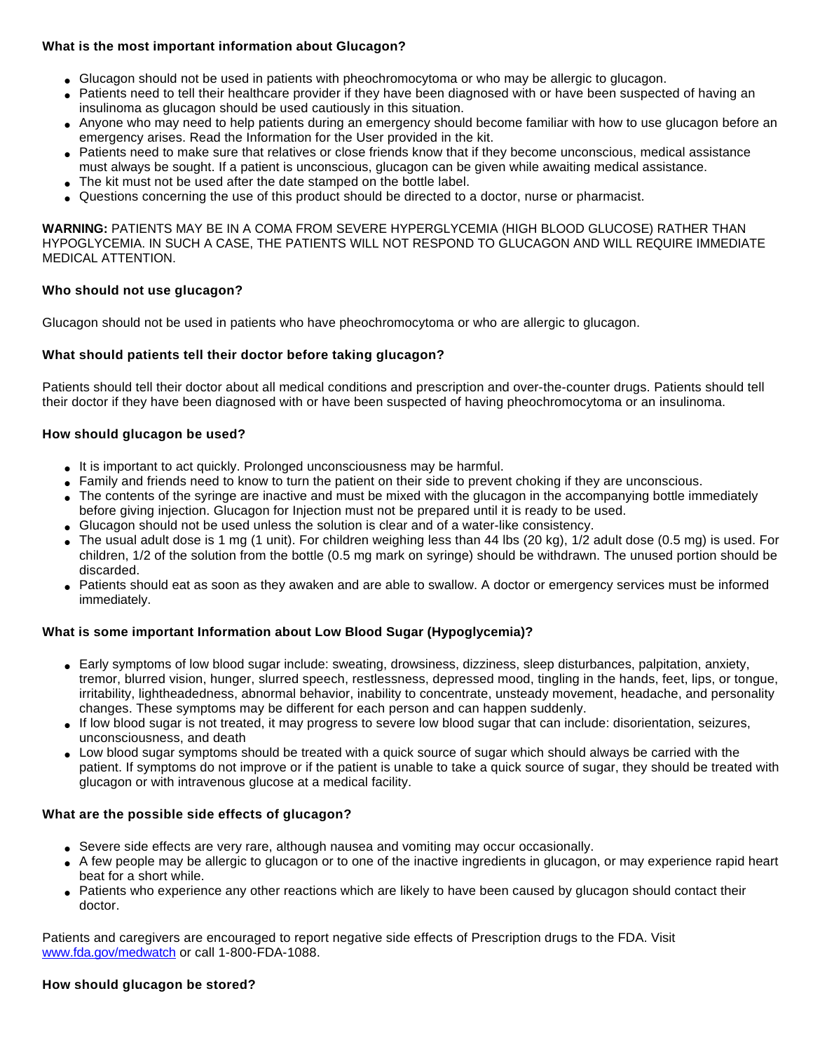**What is the most important information about Glucagon?**

- Glucagon should not be used in patients with pheochromocytoma or who may be allergic to glucagon.
- Patients need to tell their healthcare provider if they have been diagnosed with or have been suspected of having an insulinoma as glucagon should be used cautiously in this situation.
- Anyone who may need to help patients during an emergency should become familiar with how to use glucagon before an emergency arises. Read the Information for the User provided in the kit.
- Patients need to make sure that relatives or close friends know that if they become unconscious, medical assistance must always be sought. If a patient is unconscious, glucagon can be given while awaiting medical assistance.
- The kit must not be used after the date stamped on the bottle label.
- Questions concerning the use of this product should be directed to a doctor, nurse or pharmacist.

**WARNING:** PATIENTS MAY BE IN A COMA FROM SEVERE HYPERGLYCEMIA (HIGH BLOOD GLUCOSE) RATHER THAN HYPOGLYCEMIA. IN SUCH A CASE, THE PATIENTS WILL NOT RESPOND TO GLUCAGON AND WILL REQUIRE IMMEDIATE MEDICAL ATTENTION.

**Who should not use glucagon?**

Glucagon should not be used in patients who have pheochromocytoma or who are allergic to glucagon.

**What should patients tell their doctor before taking glucagon?**

Patients should tell their doctor about all medical conditions and prescription and over-the-counter drugs. Patients should tell their doctor if they have been diagnosed with or have been suspected of having pheochromocytoma or an insulinoma.

**How should glucagon be used?**

- It is important to act quickly. Prolonged unconsciousness may be harmful.
- Family and friends need to know to turn the patient on their side to prevent choking if they are unconscious.
- The contents of the syringe are inactive and must be mixed with the glucagon in the accompanying bottle immediately before giving injection. Glucagon for Injection must not be prepared until it is ready to be used.
- Glucagon should not be used unless the solution is clear and of a water-like consistency.
- The usual adult dose is 1 mg (1 unit). For children weighing less than 44 lbs (20 kg), 1/2 adult dose (0.5 mg) is used. For children, 1/2 of the solution from the bottle (0.5 mg mark on syringe) should be withdrawn. The unused portion should be discarded.
- Patients should eat as soon as they awaken and are able to swallow. A doctor or emergency services must be informed immediately.

**What is some important Information about Low Blood Sugar (Hypoglycemia)?**

- Early symptoms of low blood sugar include: sweating, drowsiness, dizziness, sleep disturbances, palpitation, anxiety, tremor, blurred vision, hunger, slurred speech, restlessness, depressed mood, tingling in the hands, feet, lips, or tongue, irritability, lightheadedness, abnormal behavior, inability to concentrate, unsteady movement, headache, and personality changes. These symptoms may be different for each person and can happen suddenly.
- If low blood sugar is not treated, it may progress to severe low blood sugar that can include: disorientation, seizures, unconsciousness, and death
- Low blood sugar symptoms should be treated with a quick source of sugar which should always be carried with the patient. If symptoms do not improve or if the patient is unable to take a quick source of sugar, they should be treated with glucagon or with intravenous glucose at a medical facility.

**What are the possible side effects of glucagon?**

- Severe side effects are very rare, although nausea and vomiting may occur occasionally.
- A few people may be allergic to glucagon or to one of the inactive ingredients in glucagon, or may experience rapid heart beat for a short while.
- Patients who experience any other reactions which are likely to have been caused by glucagon should contact their doctor.

Patients and caregivers are encouraged to report negative side effects of Prescription drugs to the FDA. Visit [www.fda.gov/medwatch](http://www.fda.gov/medwatch) or call 1-800-FDA-1088.

**How should glucagon be stored?**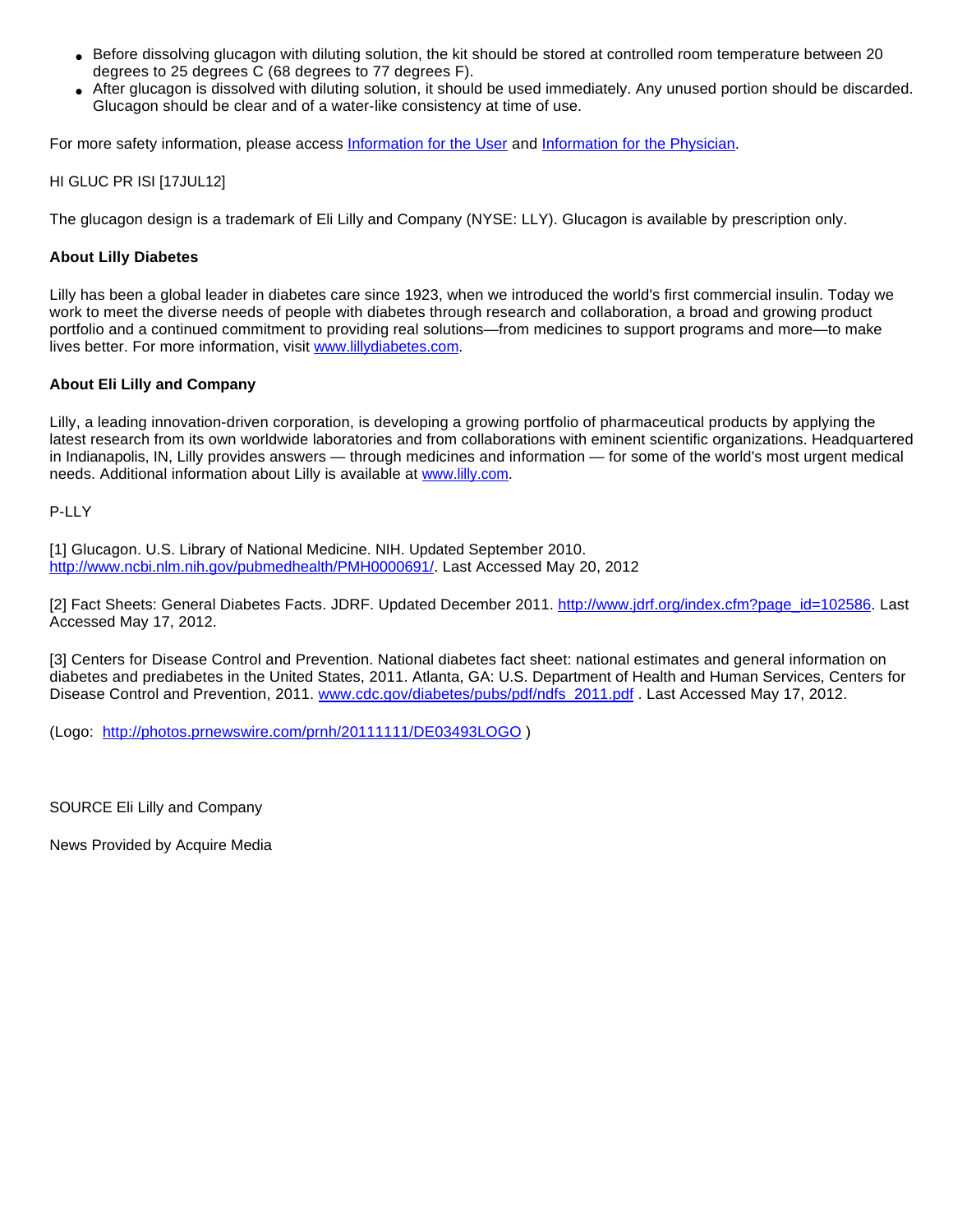- Before dissolving glucagon with diluting solution, the kit should be stored at controlled room temperature between 20 degrees to 25 degrees C (68 degrees to 77 degrees F).
- After glucagon is dissolved with diluting solution, it should be used immediately. Any unused portion should be discarded. Glucagon should be clear and of a water-like consistency at time of use.

For more safety information, please access Information for the User and Information for the Physician.

HI GLUC PR ISI [17JUL12]

The glucagon design is a trademark of Eli Lilly and Company (NYSE: LLY). Glucagon is available by prescription only.

**About Lilly Diabetes**

Lilly has been a global leader in diabetes care since 1923, when we introduced the world's first commercial insulin. Today we work to meet the diverse needs of people with diabetes through research and collaboration, a broad and growing product portfolio and a continued commitment to providing real solutions—from medicines to support programs and more—to make lives better. For more information, visit www.lillydiabetes.com.

**About Eli Lilly and Company**

Lilly, a leading innovation-driven corporation, is developing a growing portfolio of pharmaceutical products by applying the latest research from its own worldwide laboratories and from collaborations with eminent scientific organizations. Headquartered in Indianapolis, IN, Lilly provides answers — through medicines and information — for some of the world's most urgent medical needs. Additional information about Lilly is available at www.lilly.com.

P-LLY

[1] Glucagon. U.S. Library of National Medicine. NIH. Updated September 2010. http://www.ncbi.nlm.nih.gov/pubmedhealth/PMH0000691/. Last Accessed May 20, 2012

[2] Fact Sheets: General Diabetes Facts. JDRF. Updated December 2011. http://www.jdrf.org/index.cfm?page_id=102586. Last Accessed May 17, 2012.

[3] Centers for Disease Control and Prevention. National diabetes fact sheet: national estimates and general information on diabetes and prediabetes in the United States, 2011. Atlanta, GA: U.S. Department of Health and Human Services, Centers for Disease Control and Prevention, 2011. www.cdc.gov/diabetes/pubs/pdf/ndfs_2011.pdf . Last Accessed May 17, 2012.

(Logo: http://photos.prnewswire.com/prnh/20111111/DE03493LOGO )

SOURCE Eli Lilly and Company

News Provided by Acquire Media